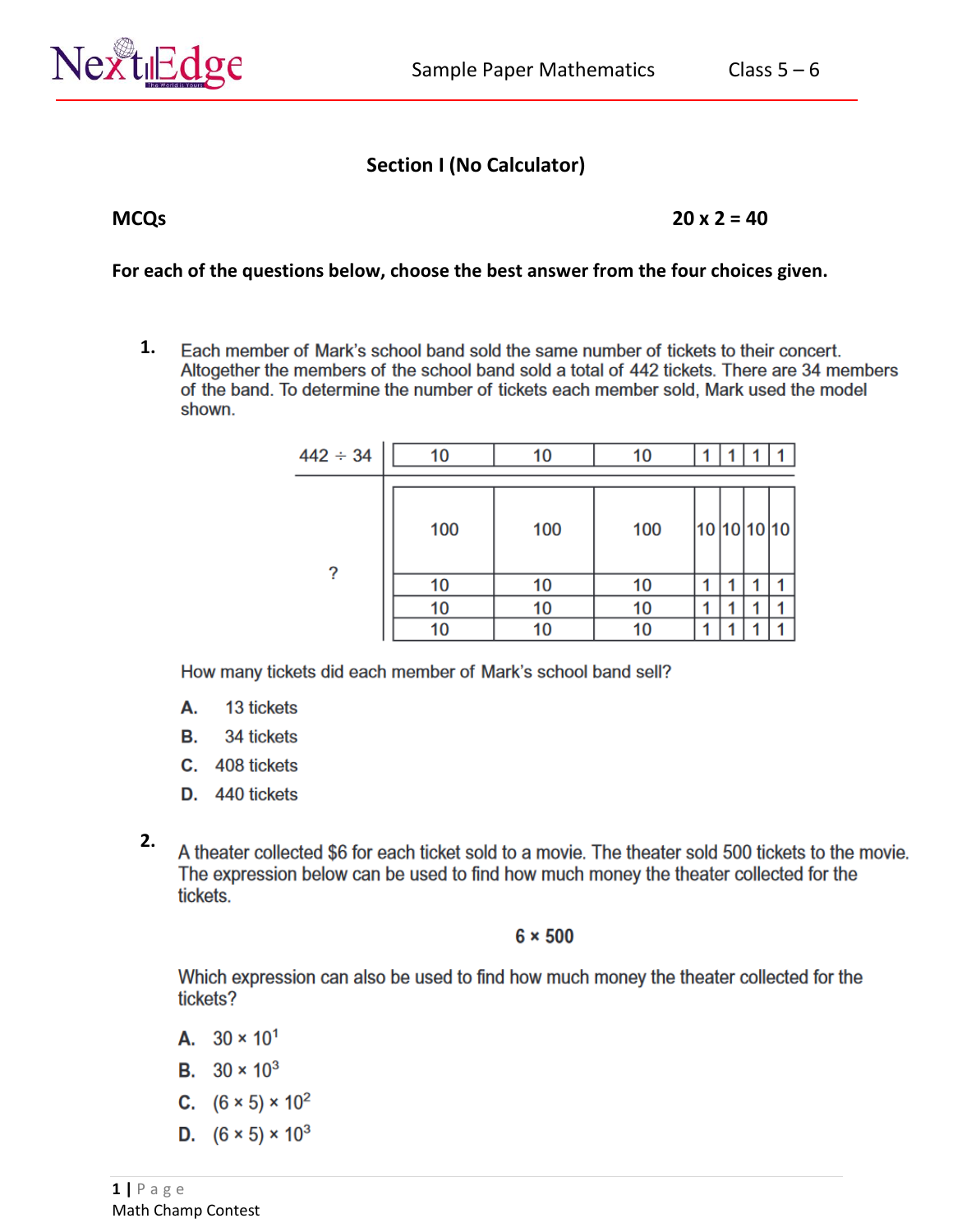## Section I (No Calculator)

**MCQs** **20 x 2 = 40**

**For each of the questions below, choose the best answer from the four choices given.**

**1.** Each member of Mark's school band sold the same number of tickets to their concert. Altogether the members of the school band sold a total of 442 tickets. There are 34 members of the band. To determine the number of tickets each member sold, Mark used the model shown.

| $442 \div 34$ | 10 | 10 | 10 | 1 | 1 | 1 | 1 |
|---|---|---|---|---|---|---|---|
| ? | 100 | 100 | 100 | 10 | 10 | 10 | 10 |
| | 10 | 10 | 10 | 1 | 1 | 1 | 1 |
| | 10 | 10 | 10 | 1 | 1 | 1 | 1 |
| | 10 | 10 | 10 | 1 | 1 | 1 | 1 |

How many tickets did each member of Mark's school band sell?

**A.** 13 tickets
**B.** 34 tickets
**C.** 408 tickets
**D.** 440 tickets

**2.** A theater collected \$6 for each ticket sold to a movie. The theater sold 500 tickets to the movie. The expression below can be used to find how much money the theater collected for the tickets.

$$6 \times 500$$

Which expression can also be used to find how much money the theater collected for the tickets?

**A.** $30 \times 10^1$
**B.** $30 \times 10^3$
**C.** $(6 \times 5) \times 10^2$
**D.** $(6 \times 5) \times 10^3$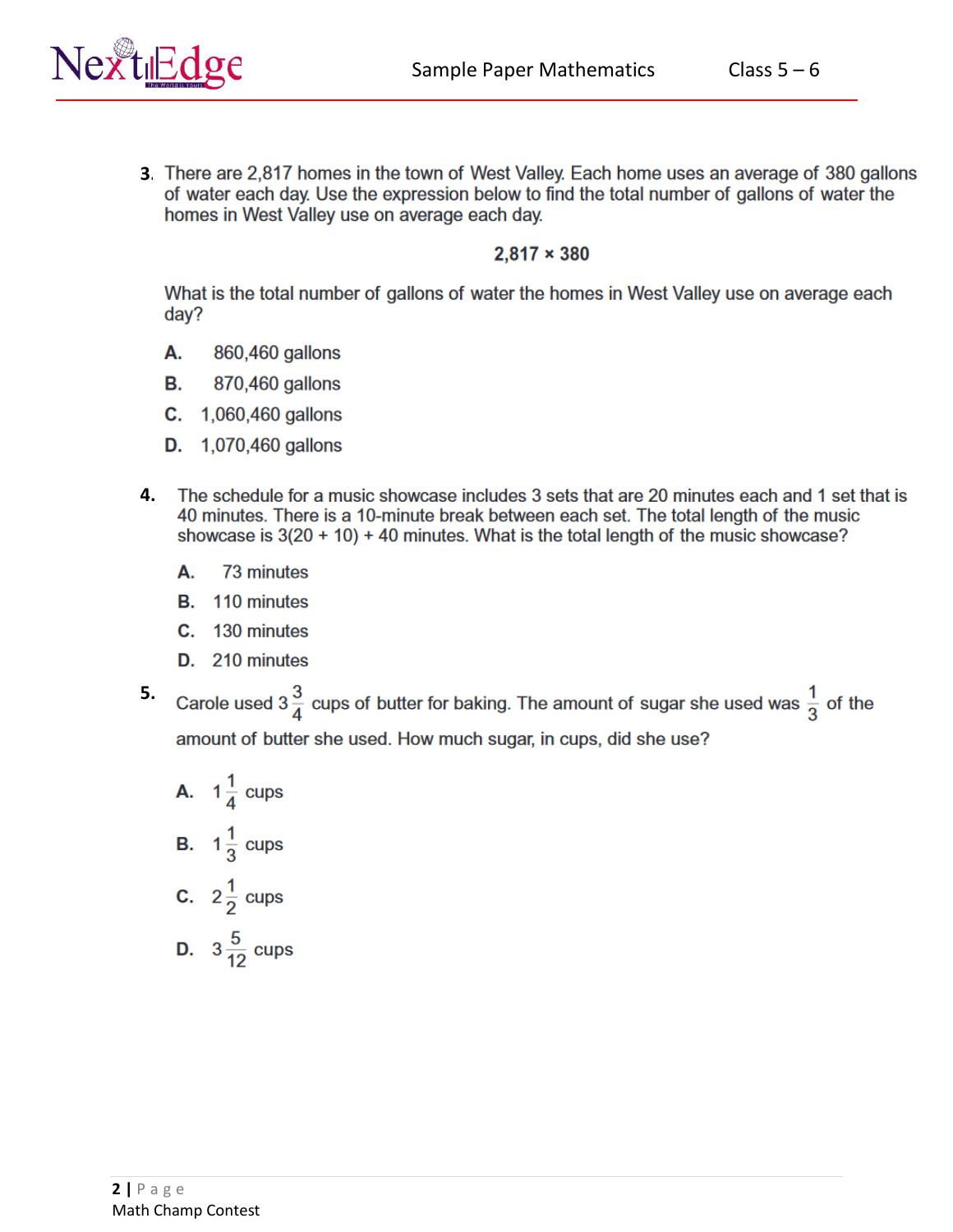3. There are 2,817 homes in the town of West Valley. Each home uses an average of 380 gallons of water each day. Use the expression below to find the total number of gallons of water the homes in West Valley use on average each day.

$$2,817 \times 380$$

What is the total number of gallons of water the homes in West Valley use on average each day?

**A.** 860,460 gallons

**B.** 870,460 gallons

**C.** 1,060,460 gallons

**D.** 1,070,460 gallons

4. The schedule for a music showcase includes 3 sets that are 20 minutes each and 1 set that is 40 minutes. There is a 10-minute break between each set. The total length of the music showcase is 3(20 + 10) + 40 minutes. What is the total length of the music showcase?

**A.** 73 minutes

**B.** 110 minutes

**C.** 130 minutes

**D.** 210 minutes

5. Carole used $3\frac{3}{4}$ cups of butter for baking. The amount of sugar she used was $\frac{1}{3}$ of the amount of butter she used. How much sugar, in cups, did she use?

**A.** $1\frac{1}{4}$ cups

**B.** $1\frac{1}{3}$ cups

**C.** $2\frac{1}{2}$ cups

**D.** $3\frac{5}{12}$ cups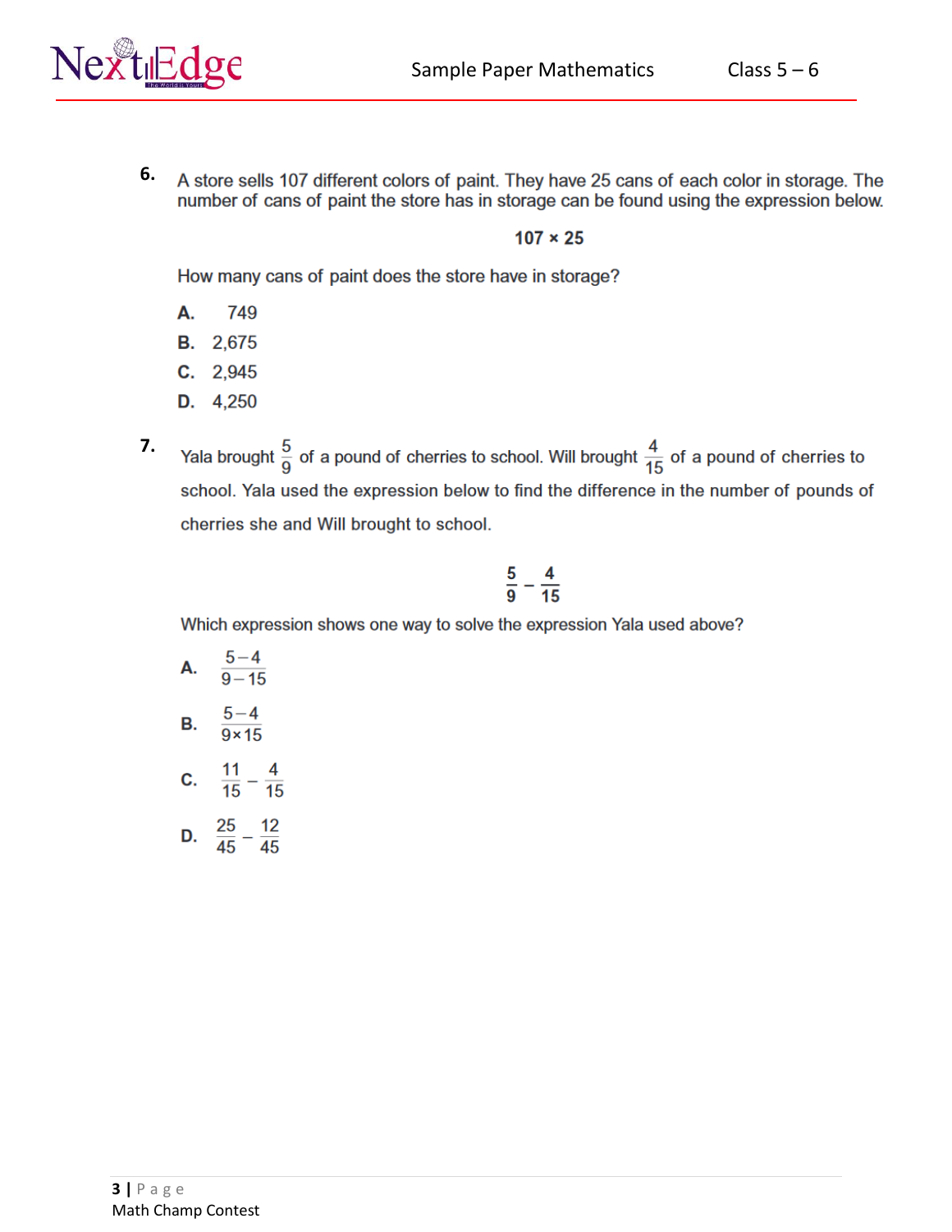**6.** A store sells 107 different colors of paint. They have 25 cans of each color in storage. The number of cans of paint the store has in storage can be found using the expression below.

$$107 \times 25$$

How many cans of paint does the store have in storage?

**A.** 749

**B.** 2,675

**C.** 2,945

**D.** 4,250

**7.** Yala brought $\frac{5}{9}$ of a pound of cherries to school. Will brought $\frac{4}{15}$ of a pound of cherries to school. Yala used the expression below to find the difference in the number of pounds of cherries she and Will brought to school.

$$\frac{5}{9} - \frac{4}{15}$$

Which expression shows one way to solve the expression Yala used above?

**A.** $\frac{5-4}{9-15}$

**B.** $\frac{5-4}{9\times15}$

**C.** $\frac{11}{15} - \frac{4}{15}$

**D.** $\frac{25}{45} - \frac{12}{45}$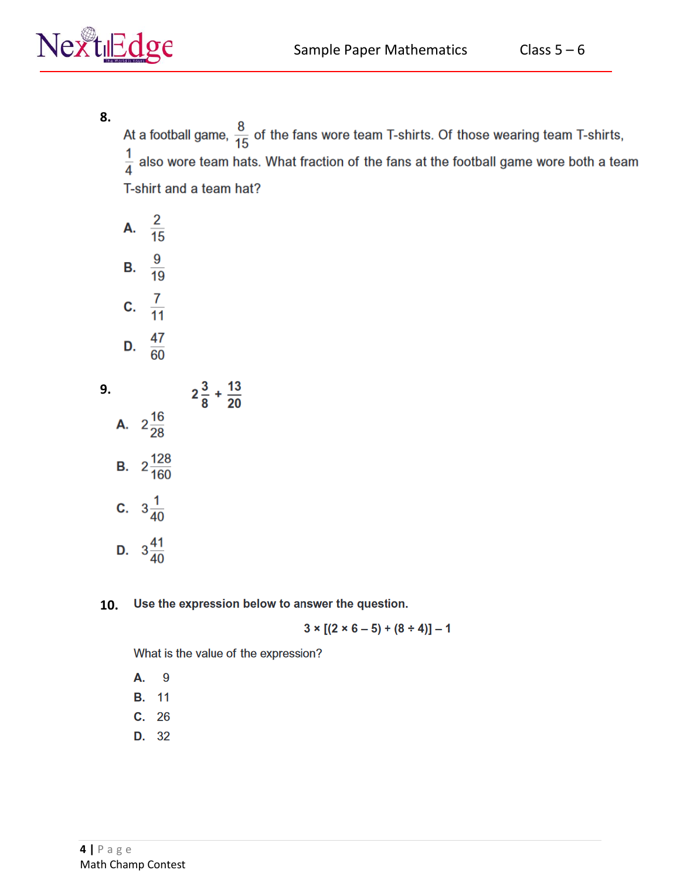**8.**

At a football game, $\frac{8}{15}$ of the fans wore team T-shirts. Of those wearing team T-shirts, $\frac{1}{4}$ also wore team hats. What fraction of the fans at the football game wore both a team T-shirt and a team hat?

**A.** $\frac{2}{15}$

**B.** $\frac{9}{19}$

**C.** $\frac{7}{11}$

**D.** $\frac{47}{60}$

**9.** $$2\frac{3}{8} + \frac{13}{20}$$

**A.** $2\frac{16}{28}$

**B.** $2\frac{128}{160}$

**C.** $3\frac{1}{40}$

**D.** $3\frac{41}{40}$

**10.** **Use the expression below to answer the question.**

$$3 \times [(2 \times 6 - 5) + (8 \div 4)] - 1$$

What is the value of the expression?

**A.** 9

**B.** 11

**C.** 26

**D.** 32

Math Champ Contest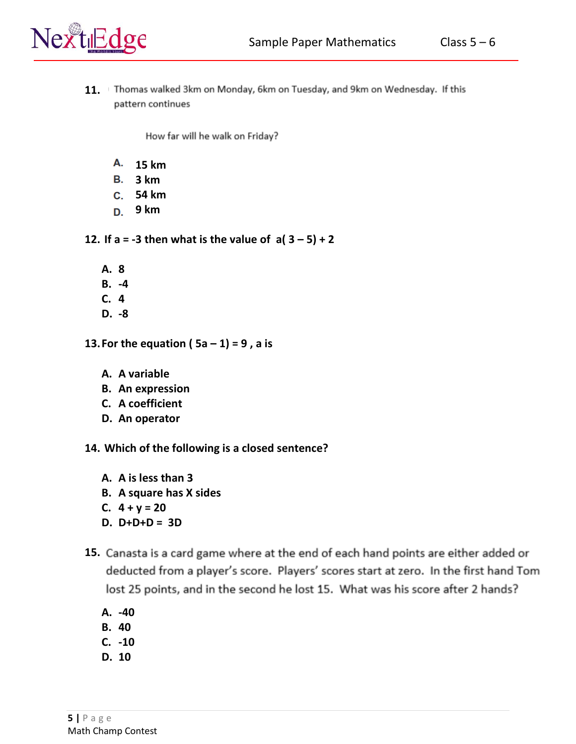11. Thomas walked 3km on Monday, 6km on Tuesday, and 9km on Wednesday. If this pattern continues

    How far will he walk on Friday?

    A. 15 km
    B. 3 km
    C. 54 km
    D. 9 km

**12. If a = -3 then what is the value of $a(3 - 5) + 2$**

**A. 8**
**B. -4**
**C. 4**
**D. -8**

**13. For the equation $(5a - 1) = 9$, a is**

**A. A variable**
**B. An expression**
**C. A coefficient**
**D. An operator**

**14. Which of the following is a closed sentence?**

**A. A is less than 3**
**B. A square has X sides**
**C. $4 + y = 20$**
**D. $D+D+D = 3D$**

15. Canasta is a card game where at the end of each hand points are either added or deducted from a player's score. Players' scores start at zero. In the first hand Tom lost 25 points, and in the second he lost 15. What was his score after 2 hands?

**A. -40**
**B. 40**
**C. -10**
**D. 10**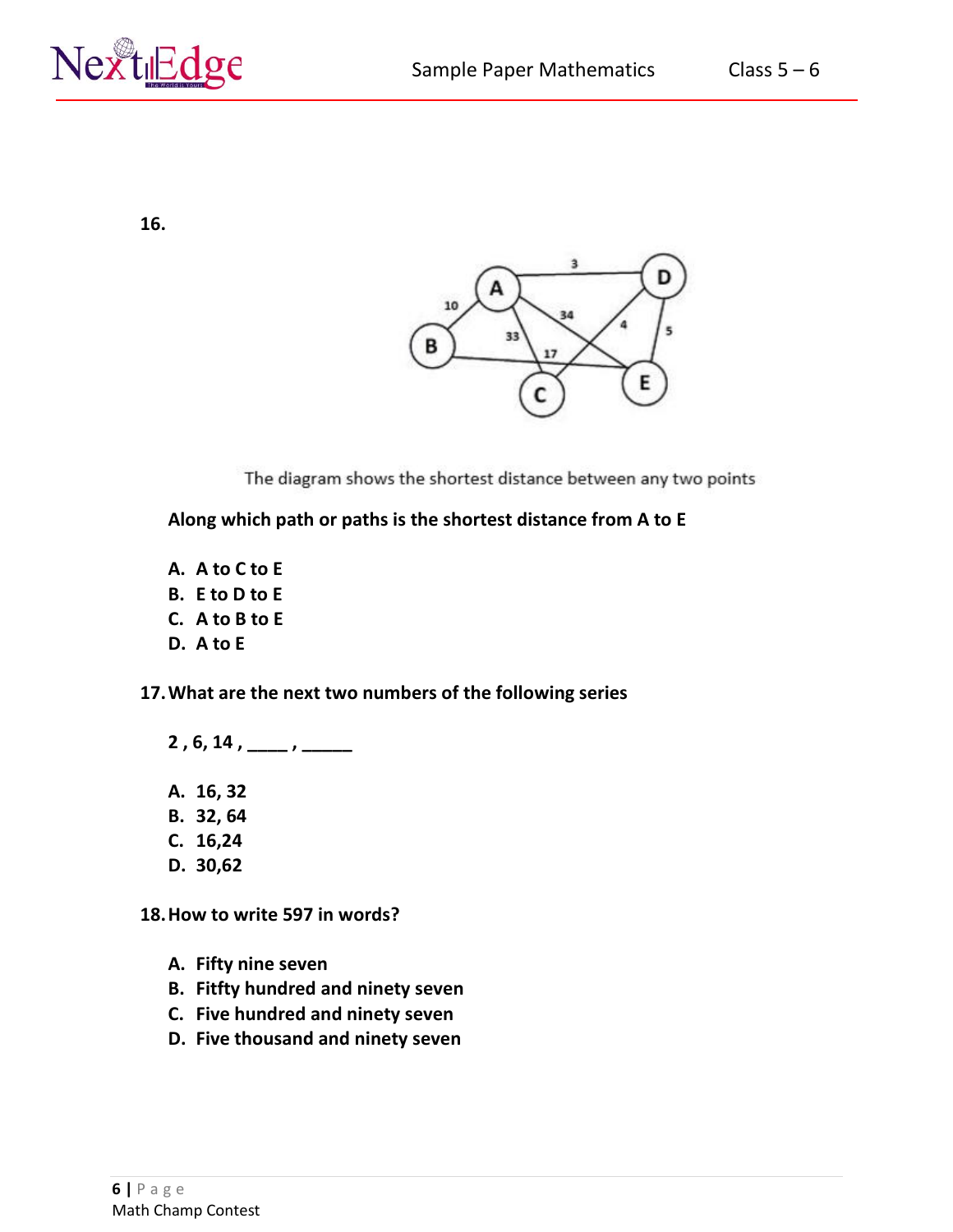**16.**

The diagram shows the shortest distance between any two points

**Along which path or paths is the shortest distance from A to E**

- **A. A to C to E**
- **B. E to D to E**
- **C. A to B to E**
- **D. A to E**

**17. What are the next two numbers of the following series**

**2 , 6, 14 , \_\_\_\_ , \_\_\_\_\_**

- **A. 16, 32**
- **B. 32, 64**
- **C. 16,24**
- **D. 30,62**

**18. How to write 597 in words?**

- **A. Fifty nine seven**
- **B. Fitfty hundred and ninety seven**
- **C. Five hundred and ninety seven**
- **D. Five thousand and ninety seven**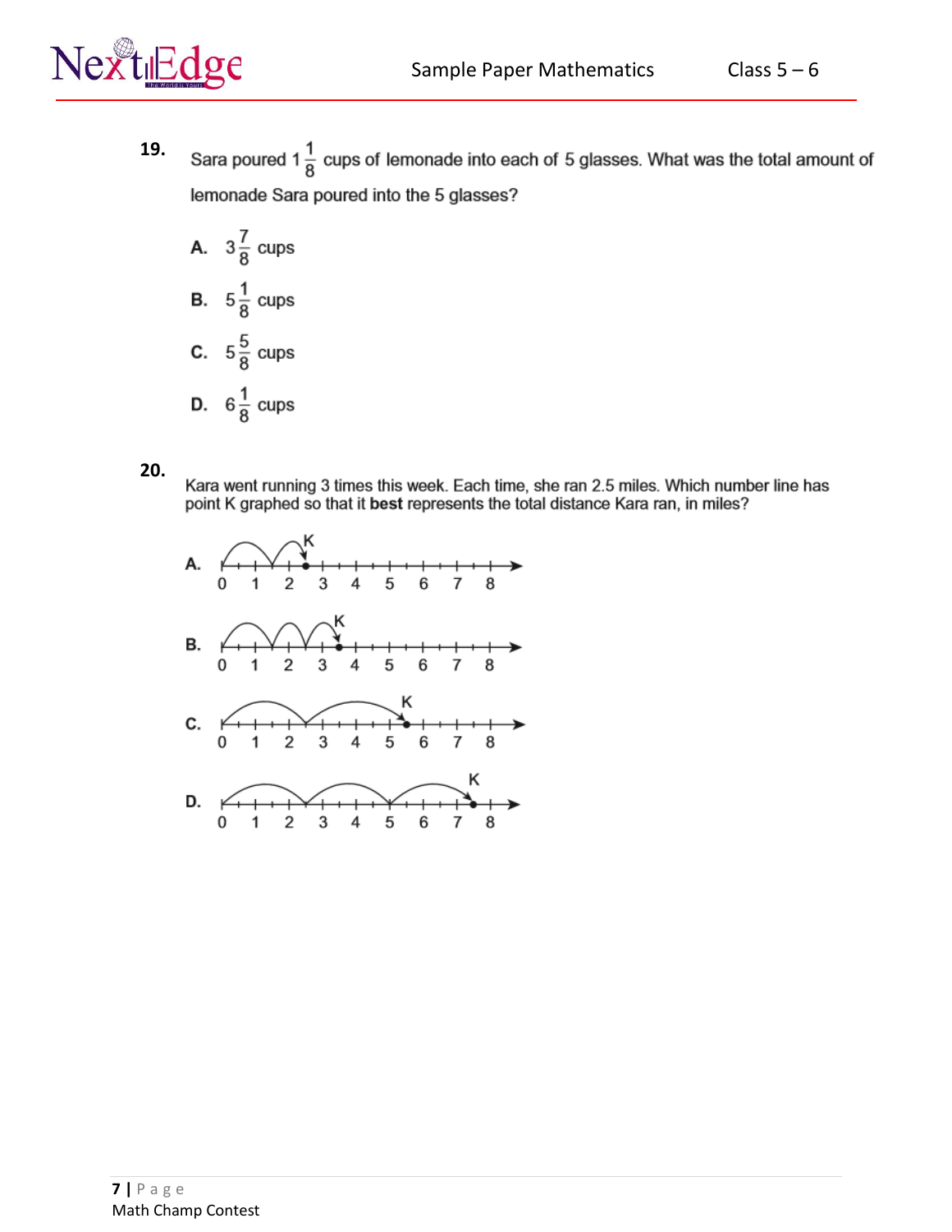**19.** Sara poured $1\frac{1}{8}$ cups of lemonade into each of 5 glasses. What was the total amount of lemonade Sara poured into the 5 glasses?

**A.** $3\frac{7}{8}$ cups

**B.** $5\frac{1}{8}$ cups

**C.** $5\frac{5}{8}$ cups

**D.** $6\frac{1}{8}$ cups

**20.** Kara went running 3 times this week. Each time, she ran 2.5 miles. Which number line has point K graphed so that it **best** represents the total distance Kara ran, in miles?

**A.** Number line 0 to 8 with point K at 2.5

**B.** Number line 0 to 8 with point K at 3.5

**C.** Number line 0 to 8 with point K at 5.5

**D.** Number line 0 to 8 with point K at 7.5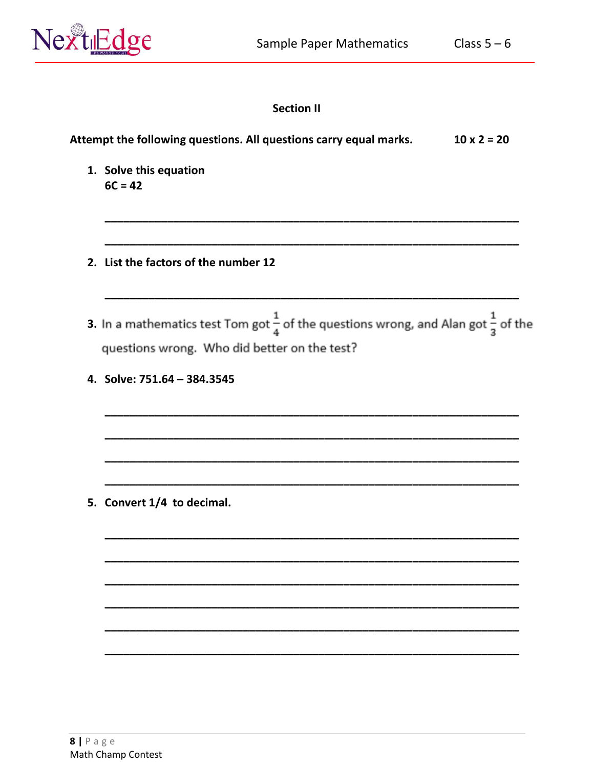## Section II

**Attempt the following questions. All questions carry equal marks.** **10 x 2 = 20**

1. **Solve this equation**
   **6C = 42**

   ______________________________________________________________________

   ______________________________________________________________________

2. **List the factors of the number 12**

   ______________________________________________________________________

3. In a mathematics test Tom got $\frac{1}{4}$ of the questions wrong, and Alan got $\frac{1}{3}$ of the questions wrong. Who did better on the test?

4. **Solve: 751.64 – 384.3545**

   ______________________________________________________________________

   ______________________________________________________________________

   ______________________________________________________________________

   ______________________________________________________________________

5. **Convert 1/4 to decimal.**

   ______________________________________________________________________

   ______________________________________________________________________

   ______________________________________________________________________

   ______________________________________________________________________

   ______________________________________________________________________

   ______________________________________________________________________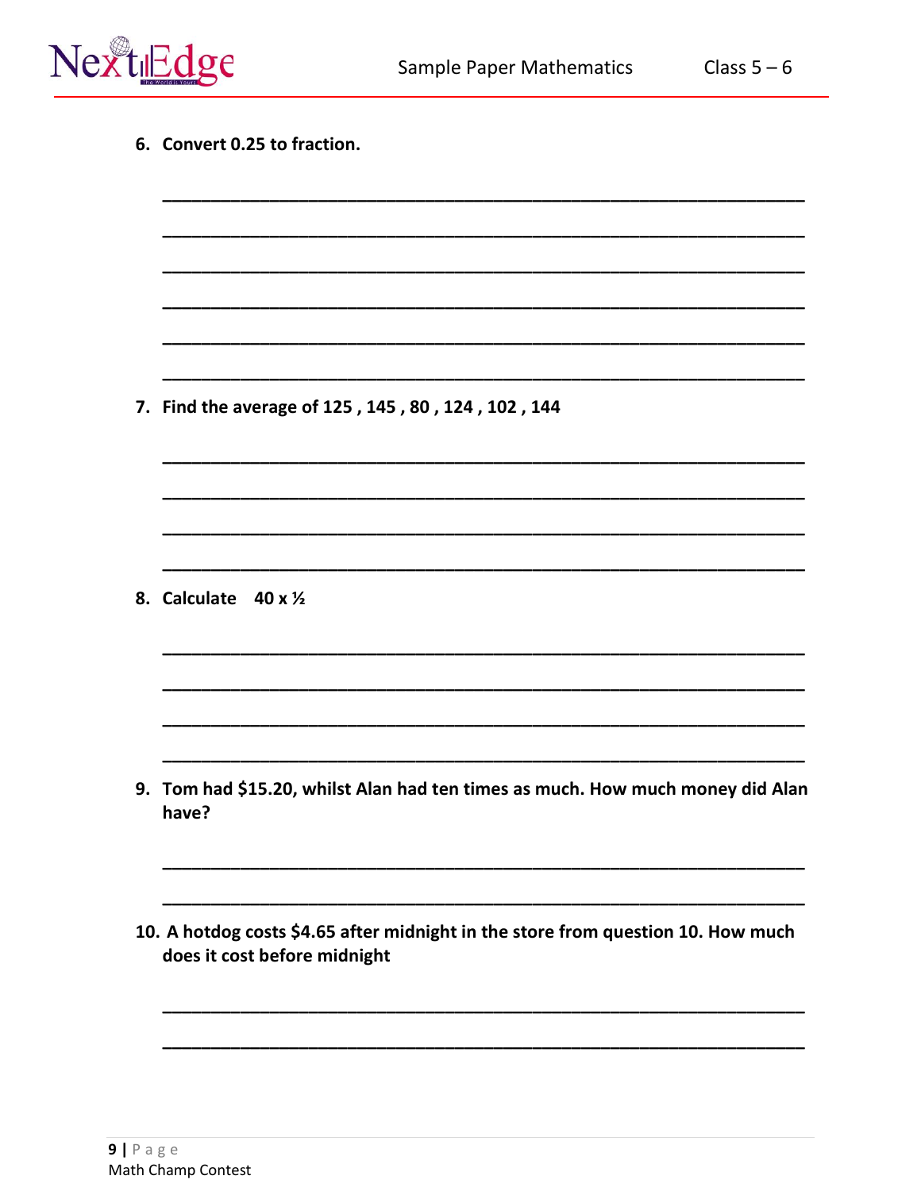6. **Convert 0.25 to fraction.**

_______________________________________________________________

_______________________________________________________________

_______________________________________________________________

_______________________________________________________________

_______________________________________________________________

_______________________________________________________________

7. **Find the average of 125 , 145 , 80 , 124 , 102 , 144**

_______________________________________________________________

_______________________________________________________________

_______________________________________________________________

_______________________________________________________________

8. **Calculate  40 x ½**

_______________________________________________________________

_______________________________________________________________

_______________________________________________________________

_______________________________________________________________

9. **Tom had $15.20, whilst Alan had ten times as much. How much money did Alan have?**

_______________________________________________________________

_______________________________________________________________

10. **A hotdog costs $4.65 after midnight in the store from question 10. How much does it cost before midnight**

_______________________________________________________________

_______________________________________________________________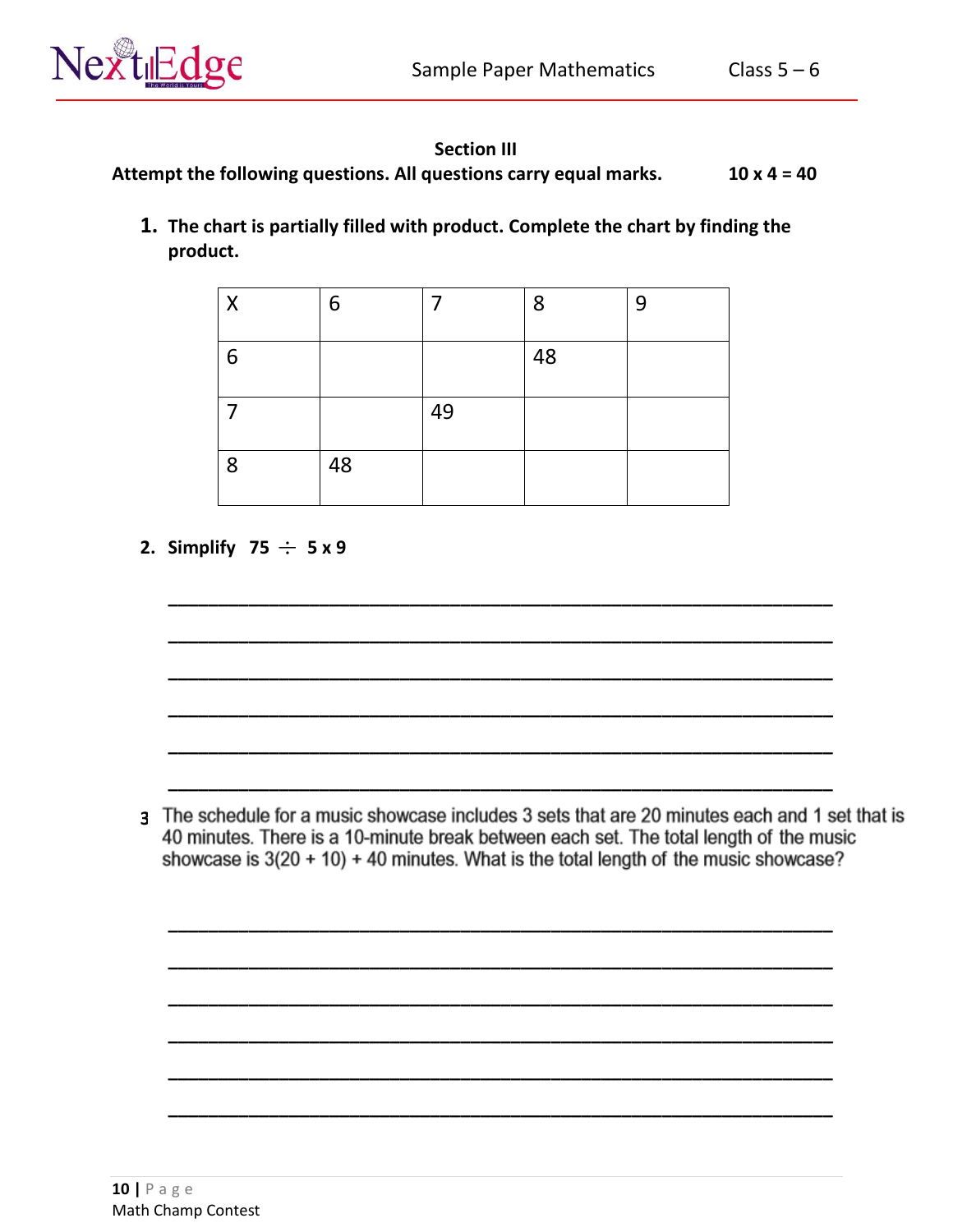## Section III

**Attempt the following questions. All questions carry equal marks.** **10 x 4 = 40**

1. **The chart is partially filled with product. Complete the chart by finding the product.**

| X | 6 | 7 | 8 | 9 |
|---|---|---|---|---|
| 6 | | | 48 | |
| 7 | | 49 | | |
| 8 | 48 | | | |

2. **Simplify 75 ÷ 5 x 9**

______________________________________________________________

______________________________________________________________

______________________________________________________________

______________________________________________________________

______________________________________________________________

______________________________________________________________

3. The schedule for a music showcase includes 3 sets that are 20 minutes each and 1 set that is 40 minutes. There is a 10-minute break between each set. The total length of the music showcase is 3(20 + 10) + 40 minutes. What is the total length of the music showcase?

______________________________________________________________

______________________________________________________________

______________________________________________________________

______________________________________________________________

______________________________________________________________

______________________________________________________________

Math Champ Contest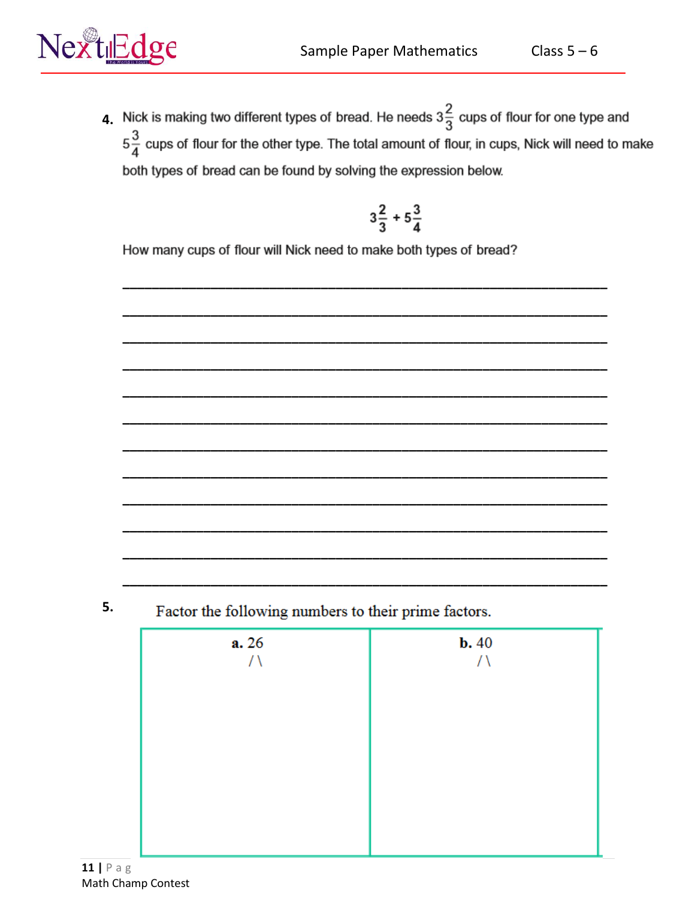**4.** Nick is making two different types of bread. He needs $3\frac{2}{3}$ cups of flour for one type and $5\frac{3}{4}$ cups of flour for the other type. The total amount of flour, in cups, Nick will need to make both types of bread can be found by solving the expression below.

$$3\frac{2}{3} + 5\frac{3}{4}$$

How many cups of flour will Nick need to make both types of bread?

\_\_\_\_\_\_\_\_\_\_\_\_\_\_\_\_\_\_\_\_\_\_\_\_\_\_\_\_\_\_\_\_\_\_\_\_\_\_\_\_\_\_\_\_\_\_\_\_\_\_\_\_\_\_\_\_\_\_\_\_

\_\_\_\_\_\_\_\_\_\_\_\_\_\_\_\_\_\_\_\_\_\_\_\_\_\_\_\_\_\_\_\_\_\_\_\_\_\_\_\_\_\_\_\_\_\_\_\_\_\_\_\_\_\_\_\_\_\_\_\_

\_\_\_\_\_\_\_\_\_\_\_\_\_\_\_\_\_\_\_\_\_\_\_\_\_\_\_\_\_\_\_\_\_\_\_\_\_\_\_\_\_\_\_\_\_\_\_\_\_\_\_\_\_\_\_\_\_\_\_\_

\_\_\_\_\_\_\_\_\_\_\_\_\_\_\_\_\_\_\_\_\_\_\_\_\_\_\_\_\_\_\_\_\_\_\_\_\_\_\_\_\_\_\_\_\_\_\_\_\_\_\_\_\_\_\_\_\_\_\_\_

\_\_\_\_\_\_\_\_\_\_\_\_\_\_\_\_\_\_\_\_\_\_\_\_\_\_\_\_\_\_\_\_\_\_\_\_\_\_\_\_\_\_\_\_\_\_\_\_\_\_\_\_\_\_\_\_\_\_\_\_

\_\_\_\_\_\_\_\_\_\_\_\_\_\_\_\_\_\_\_\_\_\_\_\_\_\_\_\_\_\_\_\_\_\_\_\_\_\_\_\_\_\_\_\_\_\_\_\_\_\_\_\_\_\_\_\_\_\_\_\_

\_\_\_\_\_\_\_\_\_\_\_\_\_\_\_\_\_\_\_\_\_\_\_\_\_\_\_\_\_\_\_\_\_\_\_\_\_\_\_\_\_\_\_\_\_\_\_\_\_\_\_\_\_\_\_\_\_\_\_\_

\_\_\_\_\_\_\_\_\_\_\_\_\_\_\_\_\_\_\_\_\_\_\_\_\_\_\_\_\_\_\_\_\_\_\_\_\_\_\_\_\_\_\_\_\_\_\_\_\_\_\_\_\_\_\_\_\_\_\_\_

\_\_\_\_\_\_\_\_\_\_\_\_\_\_\_\_\_\_\_\_\_\_\_\_\_\_\_\_\_\_\_\_\_\_\_\_\_\_\_\_\_\_\_\_\_\_\_\_\_\_\_\_\_\_\_\_\_\_\_\_

\_\_\_\_\_\_\_\_\_\_\_\_\_\_\_\_\_\_\_\_\_\_\_\_\_\_\_\_\_\_\_\_\_\_\_\_\_\_\_\_\_\_\_\_\_\_\_\_\_\_\_\_\_\_\_\_\_\_\_\_

\_\_\_\_\_\_\_\_\_\_\_\_\_\_\_\_\_\_\_\_\_\_\_\_\_\_\_\_\_\_\_\_\_\_\_\_\_\_\_\_\_\_\_\_\_\_\_\_\_\_\_\_\_\_\_\_\_\_\_\_

\_\_\_\_\_\_\_\_\_\_\_\_\_\_\_\_\_\_\_\_\_\_\_\_\_\_\_\_\_\_\_\_\_\_\_\_\_\_\_\_\_\_\_\_\_\_\_\_\_\_\_\_\_\_\_\_\_\_\_\_

**5.** Factor the following numbers to their prime factors.

| **a.** 26<br>/ \ | **b.** 40<br>/ \ |
|---|---|
| | |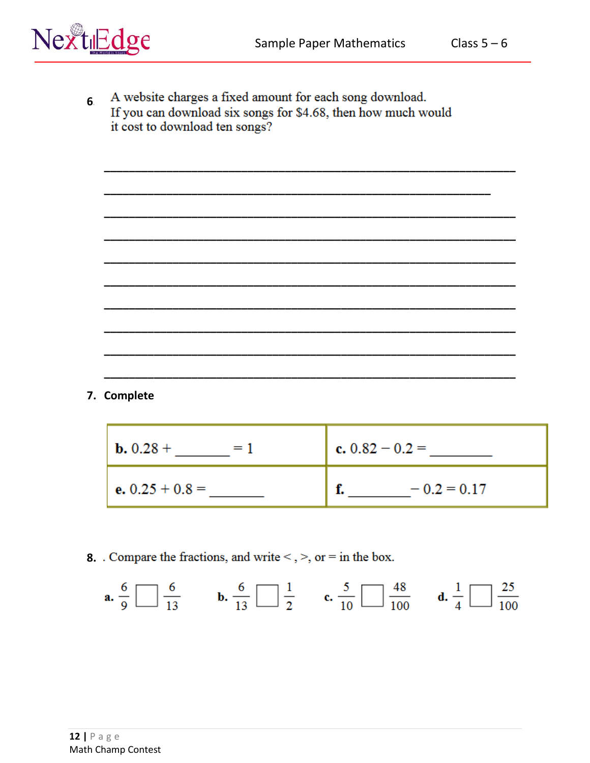6. A website charges a fixed amount for each song download. If you can download six songs for $4.68, then how much would it cost to download ten songs?

_______________________________________________________________

_______________________________________________________________

_______________________________________________________________

_______________________________________________________________

_______________________________________________________________

_______________________________________________________________

_______________________________________________________________

_______________________________________________________________

_______________________________________________________________

_______________________________________________________________

**7. Complete**

| | |
|---|---|
| **b.** $0.28 + \_\_\_\_\_\_\_ = 1$ | **c.** $0.82 - 0.2 = \_\_\_\_\_\_\_$ |
| **e.** $0.25 + 0.8 = \_\_\_\_\_\_\_$ | **f.** $\_\_\_\_\_\_\_ - 0.2 = 0.17$ |

**8.** . Compare the fractions, and write <, >, or = in the box.

**a.** $\frac{6}{9} \square \frac{6}{13}$ **b.** $\frac{6}{13} \square \frac{1}{2}$ **c.** $\frac{5}{10} \square \frac{48}{100}$ **d.** $\frac{1}{4} \square \frac{25}{100}$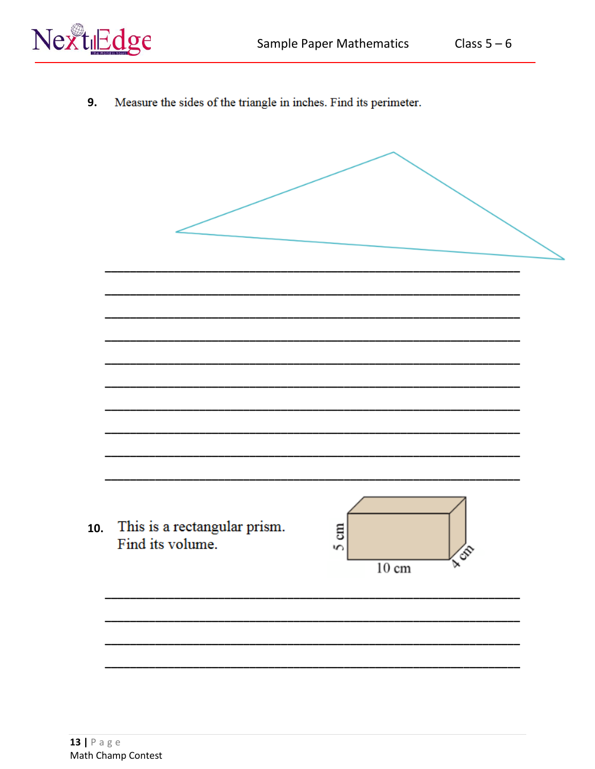9. Measure the sides of the triangle in inches. Find its perimeter.

________________________________________________________________

________________________________________________________________

________________________________________________________________

________________________________________________________________

________________________________________________________________

________________________________________________________________

________________________________________________________________

________________________________________________________________

________________________________________________________________

________________________________________________________________

10. This is a rectangular prism.
Find its volume.

5 cm

10 cm

4 cm

________________________________________________________________

________________________________________________________________

________________________________________________________________

________________________________________________________________